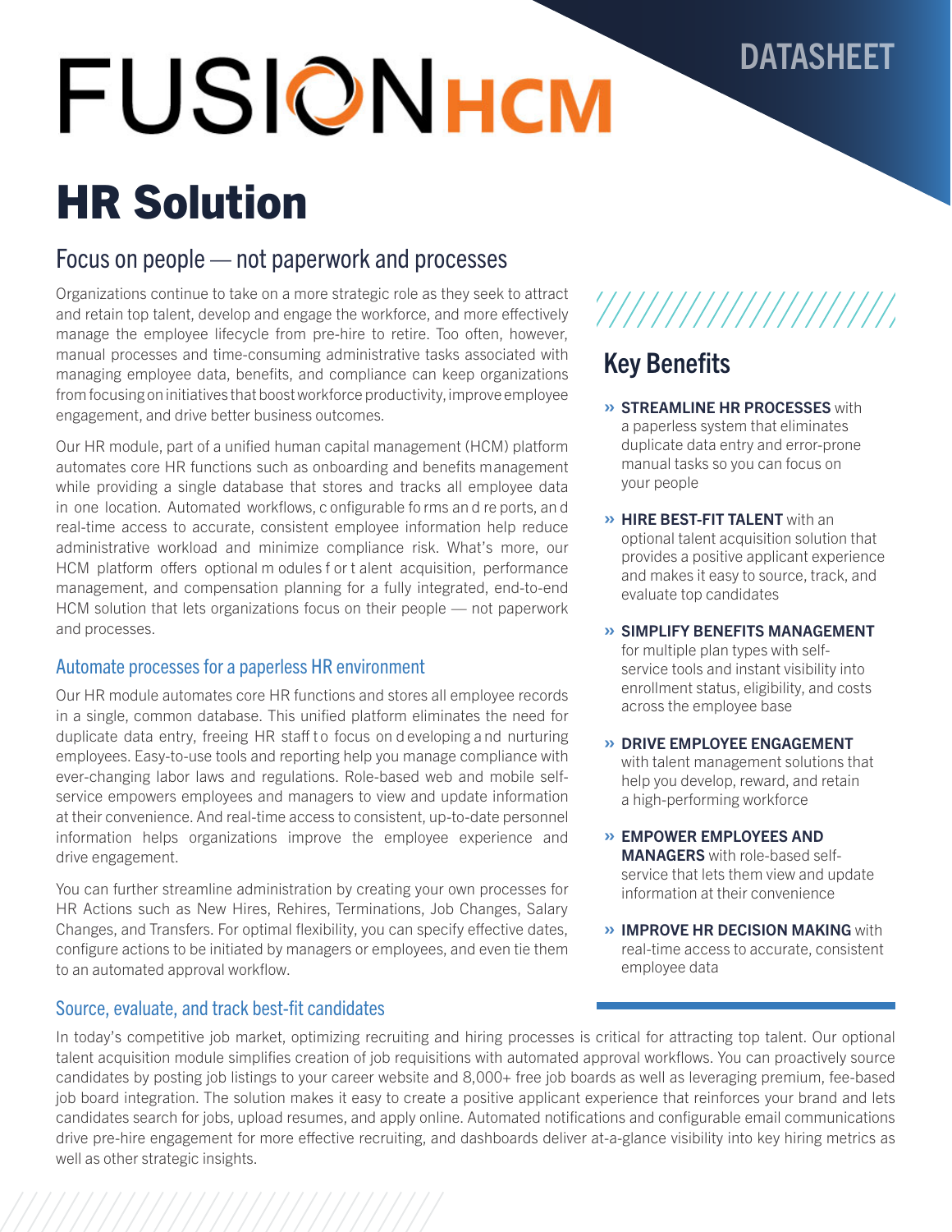# FUSION HCM

DATASHEET

# HR Solution

## Focus on people — not paperwork and processes

Organizations continue to take on a more strategic role as they seek to attract and retain top talent, develop and engage the workforce, and more effectively manage the employee lifecycle from pre-hire to retire. Too often, however, manual processes and time-consuming administrative tasks associated with managing employee data, benefits, and compliance can keep organizations from focusing on initiatives that boost workforce productivity, improve employee engagement, and drive better business outcomes.

Our HR module, part of a unified human capital management (HCM) platform automates core HR functions such as onboarding and benefits management while providing a single database that stores and tracks all employee data in one location. Automated workflows, configurable forms and reports, and real-time access to accurate, consistent employee information help reduce administrative workload and minimize compliance risk. What's more, our HCM platform offers optional modules for talent acquisition, performance management, and compensation planning for a fully integrated, end-to-end HCM solution that lets organizations focus on their people — not paperwork and processes.

### Automate processes for a paperless HR environment

Our HR module automates core HR functions and stores all employee records in a single, common database. This unified platform eliminates the need for duplicate data entry, freeing HR staff to focus on developing and nurturing employees. Easy-to-use tools and reporting help you manage compliance with ever-changing labor laws and regulations. Role-based web and mobile self-service empowers employees and managers to view and update information at their convenience. And real-time access to consistent, up-to-date personnel information helps organizations improve the employee experience and drive engagement.

You can further streamline administration by creating your own processes for HR Actions such as New Hires, Rehires, Terminations, Job Changes, Salary Changes, and Transfers. For optimal flexibility, you can specify effective dates, configure actions to be initiated by managers or employees, and even tie them to an automated approval workflow.

## Key Benefits

- **STREAMLINE HR PROCESSES** with a paperless system that eliminates duplicate data entry and error-prone manual tasks so you can focus on your people
- **HIRE BEST-FIT TALENT** with an optional talent acquisition solution that provides a positive applicant experience and makes it easy to source, track, and evaluate top candidates
- **SIMPLIFY BENEFITS MANAGEMENT** for multiple plan types with self-service tools and instant visibility into enrollment status, eligibility, and costs across the employee base
- **DRIVE EMPLOYEE ENGAGEMENT** with talent management solutions that help you develop, reward, and retain a high-performing workforce
- **EMPOWER EMPLOYEES AND MANAGERS** with role-based self-service that lets them view and update information at their convenience
- **IMPROVE HR DECISION MAKING** with real-time access to accurate, consistent employee data

### Source, evaluate, and track best-fit candidates

In today's competitive job market, optimizing recruiting and hiring processes is critical for attracting top talent. Our optional talent acquisition module simplifies creation of job requisitions with automated approval workflows. You can proactively source candidates by posting job listings to your career website and 8,000+ free job boards as well as leveraging premium, fee-based job board integration. The solution makes it easy to create a positive applicant experience that reinforces your brand and lets candidates search for jobs, upload resumes, and apply online. Automated notifications and configurable email communications drive pre-hire engagement for more effective recruiting, and dashboards deliver at-a-glance visibility into key hiring metrics as well as other strategic insights.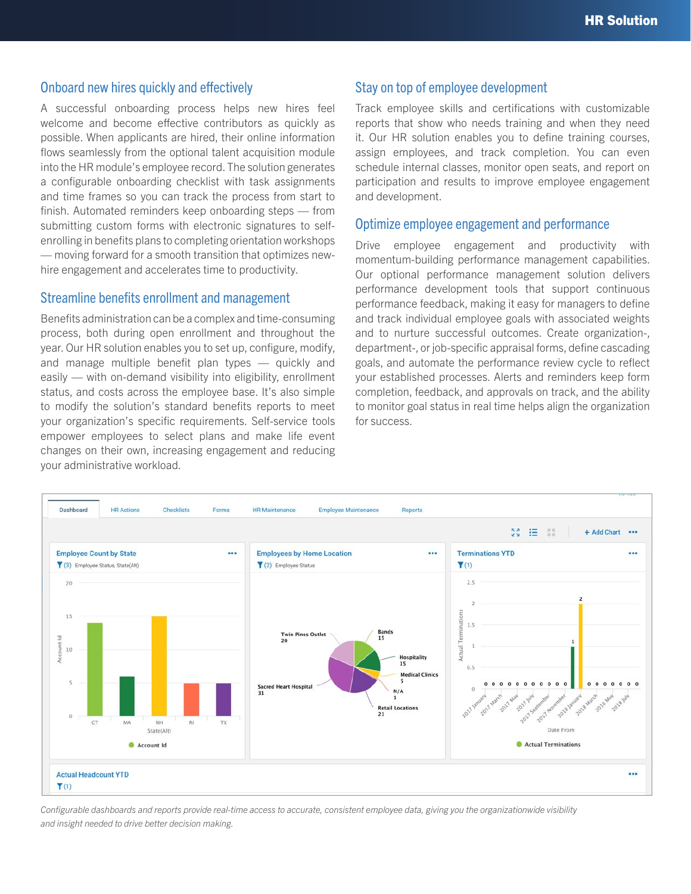## Onboard new hires quickly and effectively

A successful onboarding process helps new hires feel welcome and become effective contributors as quickly as possible. When applicants are hired, their online information flows seamlessly from the optional talent acquisition module into the HR module's employee record. The solution generates a configurable onboarding checklist with task assignments and time frames so you can track the process from start to finish. Automated reminders keep onboarding steps — from submitting custom forms with electronic signatures to self-enrolling in benefits plans to completing orientation workshops — moving forward for a smooth transition that optimizes new-hire engagement and accelerates time to productivity.

## Streamline benefits enrollment and management

Benefits administration can be a complex and time-consuming process, both during open enrollment and throughout the year. Our HR solution enables you to set up, configure, modify, and manage multiple benefit plan types — quickly and easily — with on-demand visibility into eligibility, enrollment status, and costs across the employee base. It's also simple to modify the solution's standard benefits reports to meet your organization's specific requirements. Self-service tools empower employees to select plans and make life event changes on their own, increasing engagement and reducing your administrative workload.

## Stay on top of employee development

Track employee skills and certifications with customizable reports that show who needs training and when they need it. Our HR solution enables you to define training courses, assign employees, and track completion. You can even schedule internal classes, monitor open seats, and report on participation and results to improve employee engagement and development.

## Optimize employee engagement and performance

Drive employee engagement and productivity with momentum-building performance management capabilities. Our optional performance management solution delivers performance development tools that support continuous performance feedback, making it easy for managers to define and track individual employee goals with associated weights and to nurture successful outcomes. Create organization-, department-, or job-specific appraisal forms, define cascading goals, and automate the performance review cycle to reflect your established processes. Alerts and reminders keep form completion, feedback, and approvals on track, and the ability to monitor goal status in real time helps align the organization for success.

*Configurable dashboards and reports provide real-time access to accurate, consistent employee data, giving you the organizationwide visibility and insight needed to drive better decision making.*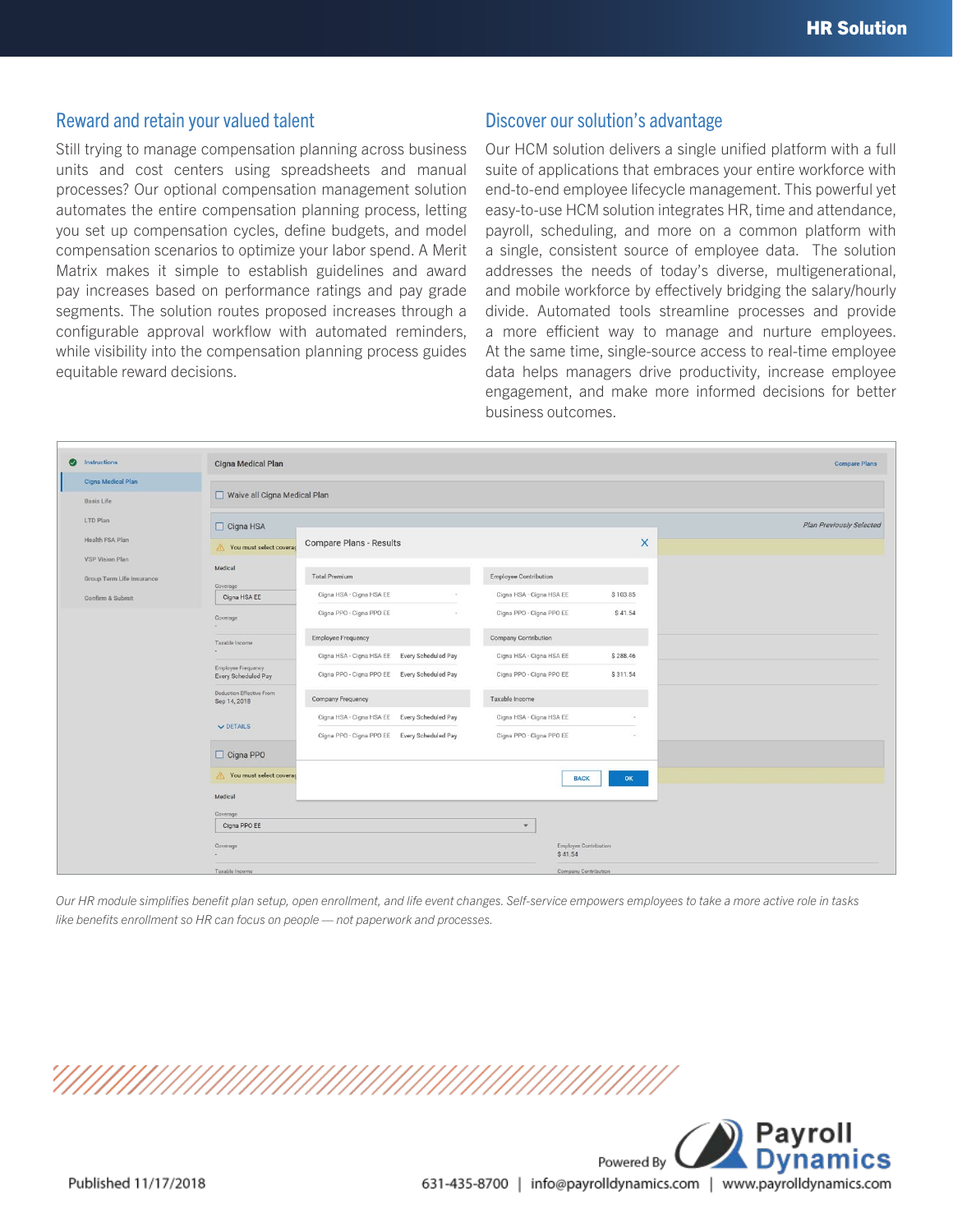## Reward and retain your valued talent

Still trying to manage compensation planning across business units and cost centers using spreadsheets and manual processes? Our optional compensation management solution automates the entire compensation planning process, letting you set up compensation cycles, define budgets, and model compensation scenarios to optimize your labor spend. A Merit Matrix makes it simple to establish guidelines and award pay increases based on performance ratings and pay grade segments. The solution routes proposed increases through a configurable approval workflow with automated reminders, while visibility into the compensation planning process guides equitable reward decisions.

## Discover our solution's advantage

Our HCM solution delivers a single unified platform with a full suite of applications that embraces your entire workforce with end-to-end employee lifecycle management. This powerful yet easy-to-use HCM solution integrates HR, time and attendance, payroll, scheduling, and more on a common platform with a single, consistent source of employee data. The solution addresses the needs of today's diverse, multigenerational, and mobile workforce by effectively bridging the salary/hourly divide. Automated tools streamline processes and provide a more efficient way to manage and nurture employees. At the same time, single-source access to real-time employee data helps managers drive productivity, increase employee engagement, and make more informed decisions for better business outcomes.

*Our HR module simplifies benefit plan setup, open enrollment, and life event changes. Self-service empowers employees to take a more active role in tasks like benefits enrollment so HR can focus on people — not paperwork and processes.*

Powered By Payroll Dynamics

Published 11/17/2018

631-435-8700 | info@payrolldynamics.com | www.payrolldynamics.com